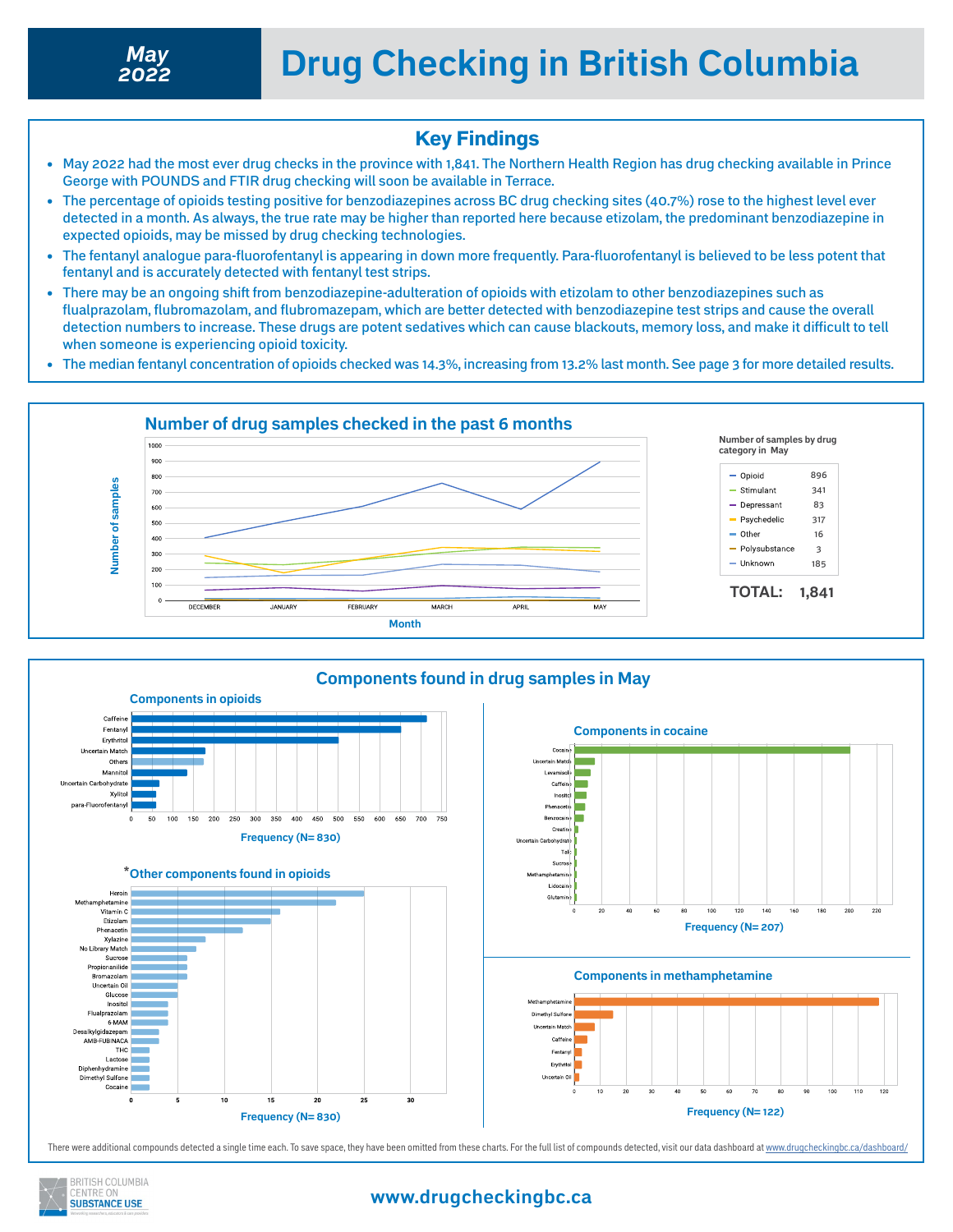# May 2022 — Drug Checking in British Columbia

## Key Findings

- May 2022 had the most ever drug checks in the province with 1,841. The Northern Health Region has drug checking available in Prince George with POUNDS and FTIR drug checking will soon be available in Terrace.
- The percentage of opioids testing positive for benzodiazepines across BC drug checking sites (40.7%) rose to the highest level ever detected in a month. As always, the true rate may be higher than reported here because etizolam, the predominant benzodiazepine in expected opioids, may be missed by drug checking technologies.
- The fentanyl analogue para-fluorofentanyl is appearing in down more frequently. Para-fluorofentanyl is believed to be less potent that fentanyl and is accurately detected with fentanyl test strips.
- There may be an ongoing shift from benzodiazepine-adulteration of opioids with etizolam to other benzodiazepines such as flualprazolam, flubromazolam, and flubromazepam, which are better detected with benzodiazepine test strips and cause the overall detection numbers to increase. These drugs are potent sedatives which can cause blackouts, memory loss, and make it difficult to tell when someone is experiencing opioid toxicity.
- The median fentanyl concentration of opioids checked was 14.3%, increasing from 13.2% last month. See page 3 for more detailed results.

## Number of drug samples checked in the past 6 months

Number of samples by drug category in May

| Category | Samples |
|---|---|
| Opioid | 896 |
| Stimulant | 341 |
| Depressant | 83 |
| Psychedelic | 317 |
| Other | 16 |
| Polysubstance | 3 |
| Unknown | 185 |
| **TOTAL:** | **1,841** |

## Components found in drug samples in May

### Components in opioids

Frequency (N= 830)

| Component | Frequency (approx.) |
|---|---|
| Caffeine | 715 |
| Fentanyl | 655 |
| Erythritol | 500 |
| Uncertain Match | 180 |
| Others | 175 |
| Mannitol | 135 |
| Uncertain Carbohydrate | 68 |
| Xylitol | 60 |
| para-Fluorofentanyl | 60 |

### *Other components found in opioids

Frequency (N= 830)

| Component | Frequency (approx.) |
|---|---|
| Heroin | 25 |
| Methamphetamine | 22 |
| Vitamin C | 16 |
| Etizolam | 15 |
| Phenacetin | 12 |
| Xylazine | 8 |
| No Library Match | 7 |
| Sucrose | 6 |
| Propionanilide | 6 |
| Bromazolam | 6 |
| Uncertain Oil | 5 |
| Glucose | 5 |
| Inositol | 4 |
| Flualprazolam | 4 |
| 6-MAM | 4 |
| Desalkylgidazepam | 3 |
| AMB-FUBINACA | 3 |
| THC | 2 |
| Lactose | 2 |
| Diphenhydramine | 2 |
| Dimethyl Sulfone | 2 |
| Cocaine | 2 |

### Components in cocaine

Frequency (N= 207)

| Component | Frequency (approx.) |
|---|---|
| Cocaine | 200 |
| Uncertain Match | 14 |
| Levamisole | 11 |
| Caffeine | 9 |
| Inositol | 8 |
| Phenacetin | 7 |
| Benzocaine | 6 |
| Creatine | 2 |
| Uncertain Carbohydrate | 1 |
| Talc | 1 |
| Sucrose | 1 |
| Methamphetamine | 1 |
| Lidocaine | 1 |
| Glutamine | 1 |

### Components in methamphetamine

Frequency (N= 122)

| Component | Frequency (approx.) |
|---|---|
| Methamphetamine | 118 |
| Dimethyl Sulfone | 15 |
| Uncertain Match | 8 |
| Caffeine | 5 |
| Fentanyl | 3 |
| Erythritol | 3 |
| Uncertain Oil | 2 |

There were additional compounds detected a single time each. To save space, they have been omitted from these charts. For the full list of compounds detected, visit our data dashboard at www.drugcheckingbc.ca/dashboard/

BRITISH COLUMBIA CENTRE ON SUBSTANCE USE

www.drugcheckingbc.ca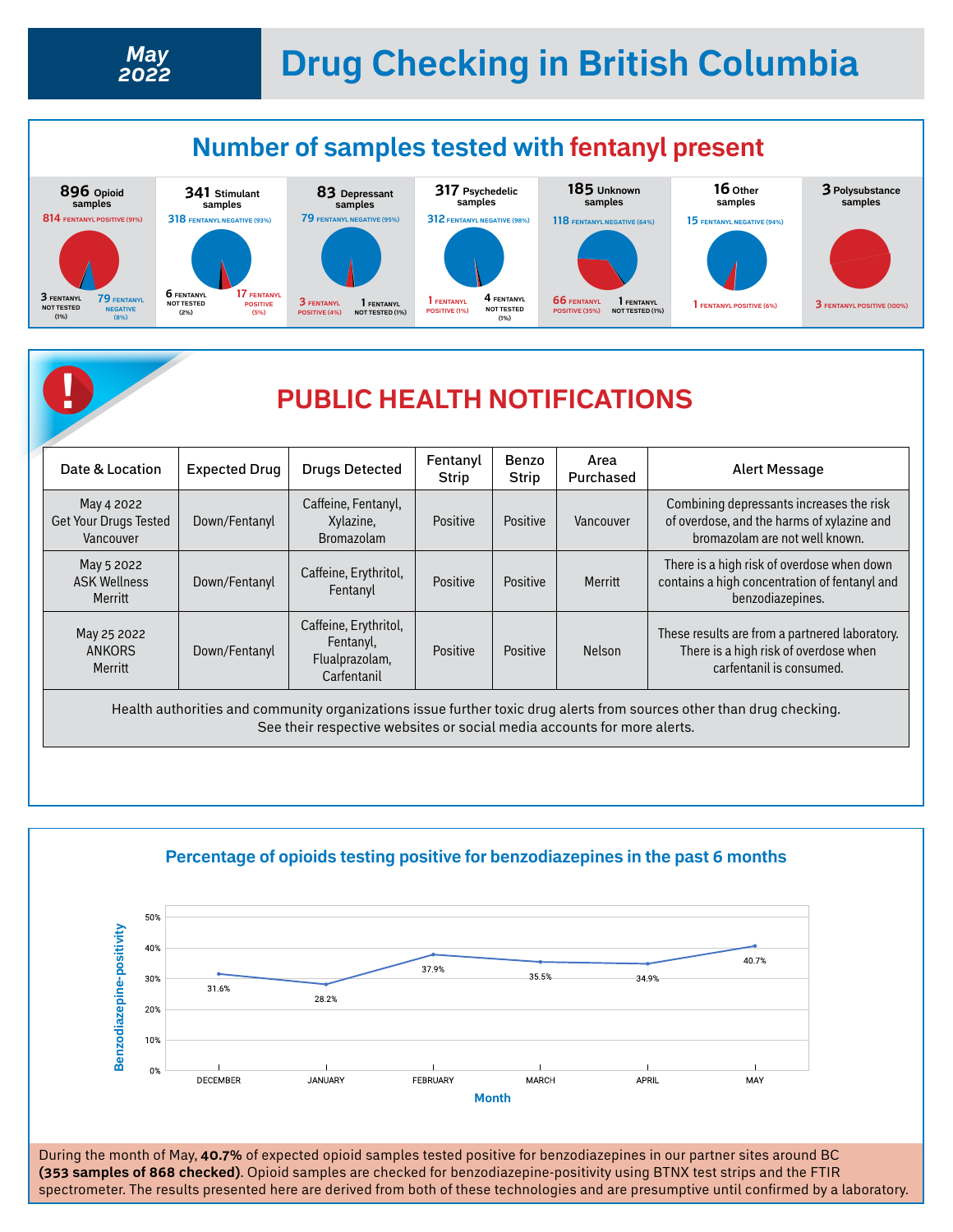# Drug Checking in British Columbia

**May 2022**

## Number of samples tested with fentanyl present

**896 Opioid samples**
- 814 FENTANYL POSITIVE (91%)
- 3 FENTANYL NOT TESTED (1%)
- 79 FENTANYL NEGATIVE (8%)

**341 Stimulant samples**
- 318 FENTANYL NEGATIVE (93%)
- 6 FENTANYL NOT TESTED (2%)
- 17 FENTANYL POSITIVE (5%)

**83 Depressant samples**
- 79 FENTANYL NEGATIVE (95%)
- 3 FENTANYL POSITIVE (4%)
- 1 FENTANYL NOT TESTED (1%)

**317 Psychedelic samples**
- 312 FENTANYL NEGATIVE (98%)
- 1 FENTANYL POSITIVE (1%)
- 4 FENTANYL NOT TESTED (1%)

**185 Unknown samples**
- 118 FENTANYL NEGATIVE (64%)
- 66 FENTANYL POSITIVE (35%)
- 1 FENTANYL NOT TESTED (1%)

**16 Other samples**
- 15 FENTANYL NEGATIVE (94%)
- 1 FENTANYL POSITIVE (6%)

**3 Polysubstance samples**
- 3 FENTANYL POSITIVE (100%)

## PUBLIC HEALTH NOTIFICATIONS

| Date & Location | Expected Drug | Drugs Detected | Fentanyl Strip | Benzo Strip | Area Purchased | Alert Message |
|---|---|---|---|---|---|---|
| May 4 2022 Get Your Drugs Tested Vancouver | Down/Fentanyl | Caffeine, Fentanyl, Xylazine, Bromazolam | Positive | Positive | Vancouver | Combining depressants increases the risk of overdose, and the harms of xylazine and bromazolam are not well known. |
| May 5 2022 ASK Wellness Merritt | Down/Fentanyl | Caffeine, Erythritol, Fentanyl | Positive | Positive | Merritt | There is a high risk of overdose when down contains a high concentration of fentanyl and benzodiazepines. |
| May 25 2022 ANKORS Merritt | Down/Fentanyl | Caffeine, Erythritol, Fentanyl, Flualprazolam, Carfentanil | Positive | Positive | Nelson | These results are from a partnered laboratory. There is a high risk of overdose when carfentanil is consumed. |

Health authorities and community organizations issue further toxic drug alerts from sources other than drug checking. See their respective websites or social media accounts for more alerts.

## Percentage of opioids testing positive for benzodiazepines in the past 6 months

| Month | Benzodiazepine-positivity |
|---|---|
| December | 31.6% |
| January | 28.2% |
| February | 37.9% |
| March | 35.5% |
| April | 34.9% |
| May | 40.7% |

During the month of May, **40.7%** of expected opioid samples tested positive for benzodiazepines in our partner sites around BC **(353 samples of 868 checked)**. Opioid samples are checked for benzodiazepine-positivity using BTNX test strips and the FTIR spectrometer. The results presented here are derived from both of these technologies and are presumptive until confirmed by a laboratory.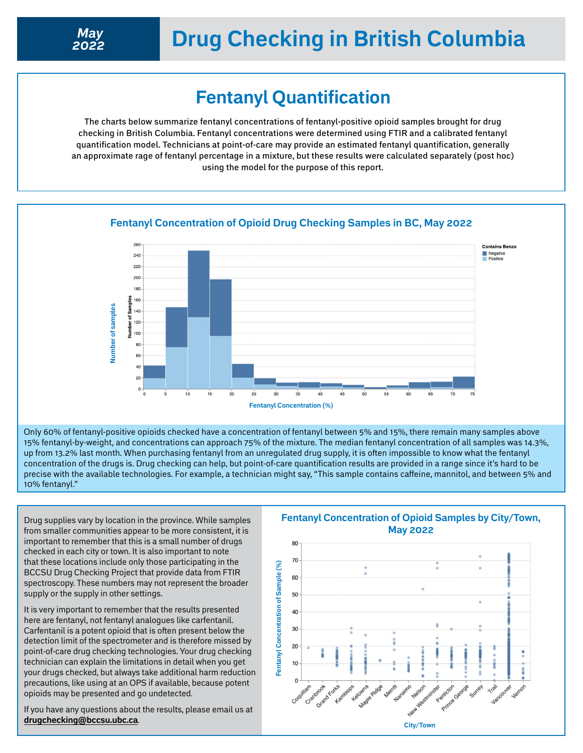# May 2022 — Drug Checking in British Columbia

## Fentanyl Quantification

The charts below summarize fentanyl concentrations of fentanyl-positive opioid samples brought for drug checking in British Columbia. Fentanyl concentrations were determined using FTIR and a calibrated fentanyl quantification model. Technicians at point-of-care may provide an estimated fentanyl quantification, generally an approximate rage of fentanyl percentage in a mixture, but these results were calculated separately (post hoc) using the model for the purpose of this report.

### Fentanyl Concentration of Opioid Drug Checking Samples in BC, May 2022

Only 60% of fentanyl-positive opioids checked have a concentration of fentanyl between 5% and 15%, there remain many samples above 15% fentanyl-by-weight, and concentrations can approach 75% of the mixture. The median fentanyl concentration of all samples was 14.3%, up from 13.2% last month. When purchasing fentanyl from an unregulated drug supply, it is often impossible to know what the fentanyl concentration of the drugs is. Drug checking can help, but point-of-care quantification results are provided in a range since it's hard to be precise with the available technologies. For example, a technician might say, "This sample contains caffeine, mannitol, and between 5% and 10% fentanyl."

Drug supplies vary by location in the province. While samples from smaller communities appear to be more consistent, it is important to remember that this is a small number of drugs checked in each city or town. It is also important to note that these locations include only those participating in the BCCSU Drug Checking Project that provide data from FTIR spectroscopy. These numbers may not represent the broader supply or the supply in other settings.

It is very important to remember that the results presented here are fentanyl, not fentanyl analogues like carfentanil. Carfentanil is a potent opioid that is often present below the detection limit of the spectrometer and is therefore missed by point-of-care drug checking technologies. Your drug checking technician can explain the limitations in detail when you get your drugs checked, but always take additional harm reduction precautions, like using at an OPS if available, because potent opioids may be presented and go undetected.

If you have any questions about the results, please email us at **drugchecking@bccsu.ubc.ca**.

### Fentanyl Concentration of Opioid Samples by City/Town, May 2022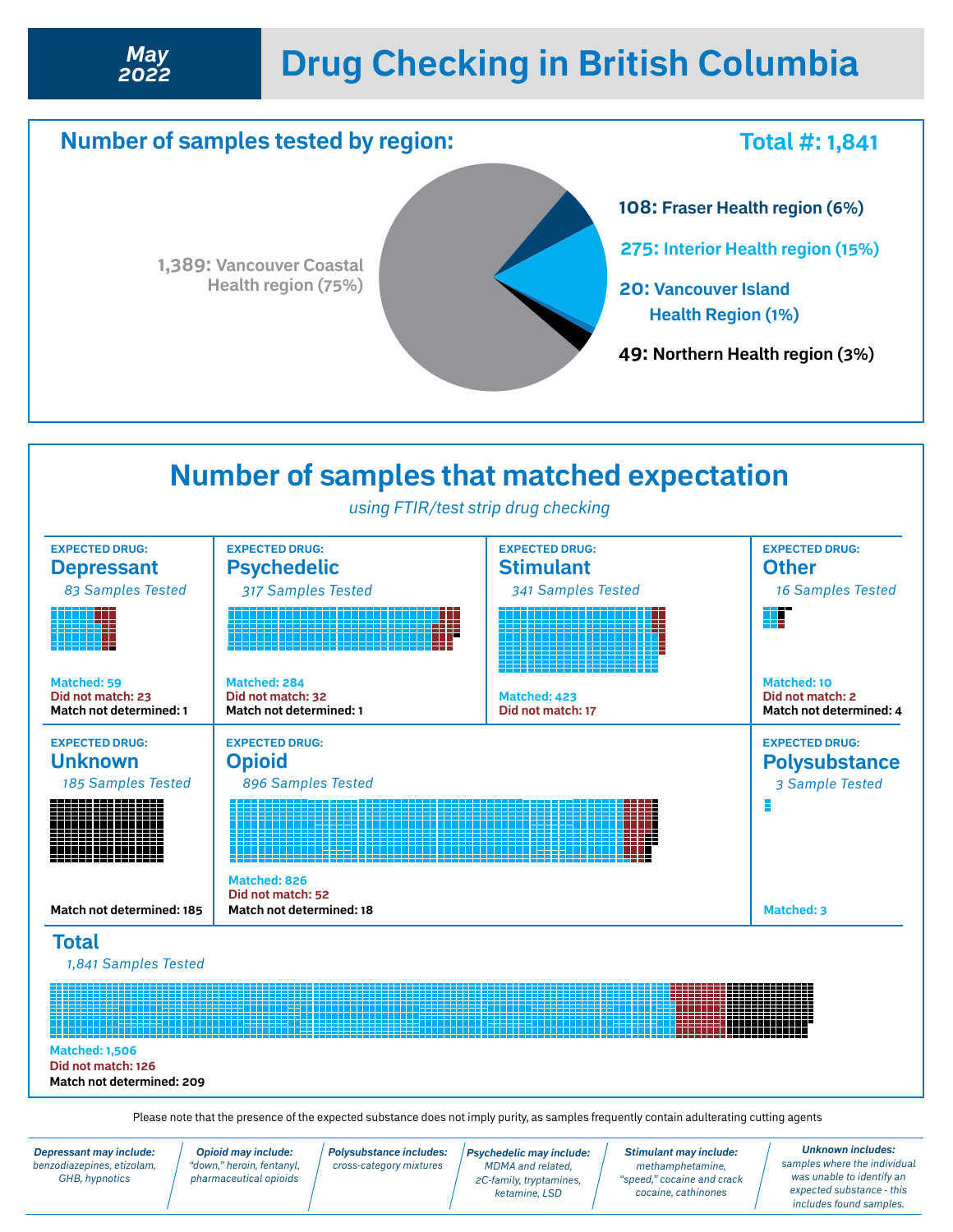**May 2022**

# Drug Checking in British Columbia

## Number of samples tested by region:

**Total #: 1,841**

- **1,389:** Vancouver Coastal Health region (75%)
- **108:** Fraser Health region (6%)
- **275:** Interior Health region (15%)
- **20:** Vancouver Island Health Region (1%)
- **49:** Northern Health region (3%)

## Number of samples that matched expectation

*using FTIR/test strip drug checking*

**EXPECTED DRUG: Depressant**
*83 Samples Tested*
Matched: 59
Did not match: 23
Match not determined: 1

**EXPECTED DRUG: Psychedelic**
*317 Samples Tested*
Matched: 284
Did not match: 32
Match not determined: 1

**EXPECTED DRUG: Stimulant**
*341 Samples Tested*
Matched: 423
Did not match: 17

**EXPECTED DRUG: Other**
*16 Samples Tested*
Matched: 10
Did not match: 2
Match not determined: 4

**EXPECTED DRUG: Unknown**
*185 Samples Tested*
Match not determined: 185

**EXPECTED DRUG: Opioid**
*896 Samples Tested*
Matched: 826
Did not match: 52
Match not determined: 18

**EXPECTED DRUG: Polysubstance**
*3 Sample Tested*
Matched: 3

**Total**
*1,841 Samples Tested*
Matched: 1,506
Did not match: 126
Match not determined: 209

Please note that the presence of the expected substance does not imply purity, as samples frequently contain adulterating cutting agents

***Depressant may include:*** *benzodiazepines, etizolam, GHB, hypnotics*

***Opioid may include:*** *"down," heroin, fentanyl, pharmaceutical opioids*

***Polysubstance includes:*** *cross-category mixtures*

***Psychedelic may include:*** *MDMA and related, 2C-family, tryptamines, ketamine, LSD*

***Stimulant may include:*** *methamphetamine, "speed," cocaine and crack cocaine, cathinones*

***Unknown includes:*** *samples where the individual was unable to identify an expected substance - this includes found samples.*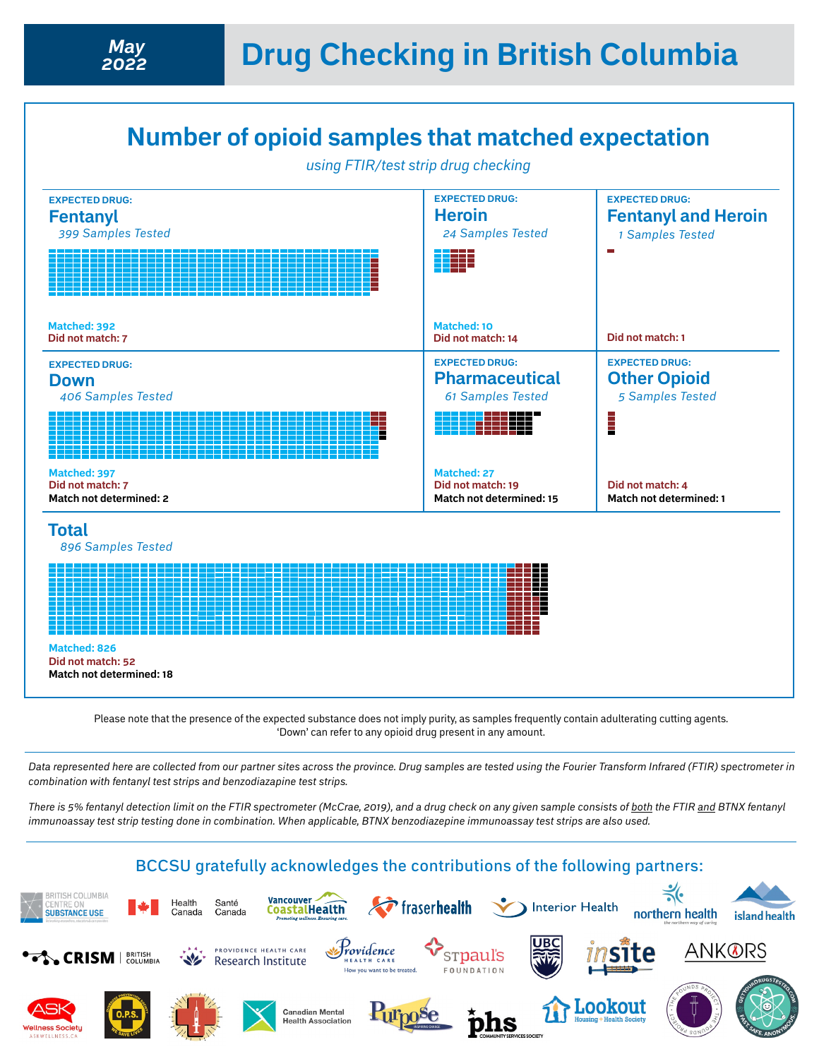May 2022

# Drug Checking in British Columbia

## Number of opioid samples that matched expectation

*using FTIR/test strip drug checking*

EXPECTED DRUG:
### Fentanyl
*399 Samples Tested*

Matched: 392
Did not match: 7

EXPECTED DRUG:
### Heroin
*24 Samples Tested*

Matched: 10
Did not match: 14

EXPECTED DRUG:
### Fentanyl and Heroin
*1 Samples Tested*

Did not match: 1

EXPECTED DRUG:
### Down
*406 Samples Tested*

Matched: 397
Did not match: 7
Match not determined: 2

EXPECTED DRUG:
### Pharmaceutical
*61 Samples Tested*

Matched: 27
Did not match: 19
Match not determined: 15

EXPECTED DRUG:
### Other Opioid
*5 Samples Tested*

Did not match: 4
Match not determined: 1

### Total
*896 Samples Tested*

Matched: 826
Did not match: 52
Match not determined: 18

Please note that the presence of the expected substance does not imply purity, as samples frequently contain adulterating cutting agents. 'Down' can refer to any opioid drug present in any amount.

*Data represented here are collected from our partner sites across the province. Drug samples are tested using the Fourier Transform Infrared (FTIR) spectrometer in combination with fentanyl test strips and benzodiazapine test strips.*

*There is 5% fentanyl detection limit on the FTIR spectrometer (McCrae, 2019), and a drug check on any given sample consists of both the FTIR and BTNX fentanyl immunoassay test strip testing done in combination. When applicable, BTNX benzodiazepine immunoassay test strips are also used.*

## BCCSU gratefully acknowledges the contributions of the following partners: